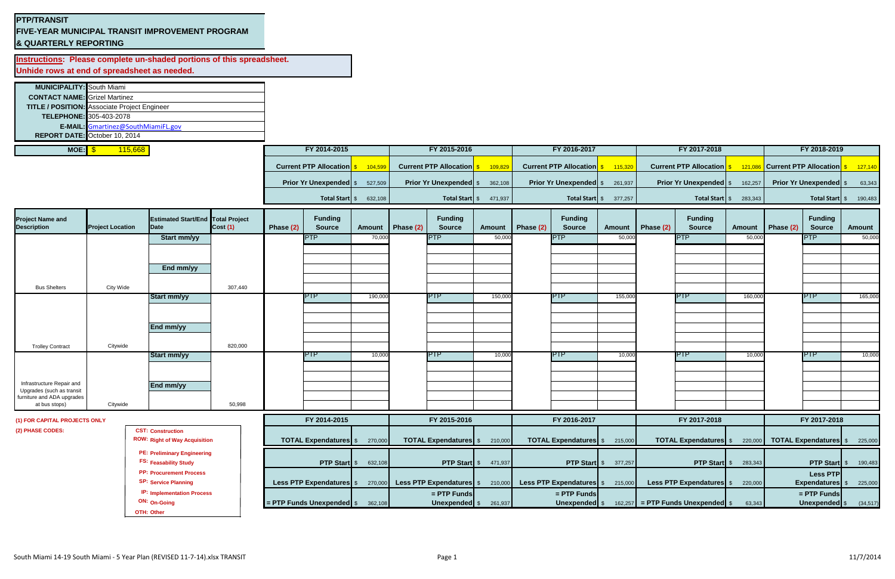# PTP/TRANSIT
## FIVE-YEAR MUNICIPAL TRANSIT IMPROVEMENT PROGRAM
## & QUARTERLY REPORTING

**Instructions: Please complete un-shaded portions of this spreadsheet.**
**Unhide rows at end of spreadsheet as needed.**

| | |
|---|---|
| **MUNICIPALITY:** | South Miami |
| **CONTACT NAME:** | Grizel Martinez |
| **TITLE / POSITION:** | Associate Project Engineer |
| **TELEPHONE:** | 305-403-2078 |
| **E-MAIL:** | Gmartinez@SouthMiamiFL.gov |
| **REPORT DATE:** | October 10, 2014 |

**MOE:** $ 115,668

| | FY 2014-2015 | FY 2015-2016 | FY 2016-2017 | FY 2017-2018 | FY 2018-2019 |
|---|---|---|---|---|---|
| Current PTP Allocation | $ 104,599 | $ 109,829 | $ 115,320 | $ 121,086 | $ 127,140 |
| Prior Yr Unexpended | $ 527,509 | $ 362,108 | $ 261,937 | $ 162,257 | $ 63,343 |
| Total Start | $ 632,108 | $ 471,937 | $ 377,257 | $ 283,343 | $ 190,483 |

| Project Name and Description | Project Location | Estimated Start/End Date | Total Project Cost (1) | FY 2014-2015 Phase (2) | FY 2014-2015 Funding Source | FY 2014-2015 Amount | FY 2015-2016 Phase (2) | FY 2015-2016 Funding Source | FY 2015-2016 Amount | FY 2016-2017 Phase (2) | FY 2016-2017 Funding Source | FY 2016-2017 Amount | FY 2017-2018 Phase (2) | FY 2017-2018 Funding Source | FY 2017-2018 Amount | FY 2018-2019 Phase (2) | FY 2018-2019 Funding Source | FY 2018-2019 Amount |
|---|---|---|---|---|---|---|---|---|---|---|---|---|---|---|---|---|---|---|
| Bus Shelters | City Wide | Start mm/yy / End mm/yy | 307,440 | | PTP | 70,000 | | PTP | 50,000 | | PTP | 50,000 | | PTP | 50,000 | | PTP | 50,000 |
| Trolley Contract | Citywide | Start mm/yy / End mm/yy | 820,000 | | PTP | 190,000 | | PTP | 150,000 | | PTP | 155,000 | | PTP | 160,000 | | PTP | 165,000 |
| Infrastructure Repair and Upgrades (such as transit furniture and ADA upgrades at bus stops) | Citywide | Start mm/yy / End mm/yy | 50,998 | | PTP | 10,000 | | PTP | 10,000 | | PTP | 10,000 | | PTP | 10,000 | | PTP | 10,000 |

| | FY 2014-2015 | FY 2015-2016 | FY 2016-2017 | FY 2017-2018 | FY 2017-2018 |
|---|---|---|---|---|---|
| TOTAL Expendatures | $ 270,000 | $ 210,000 | $ 215,000 | $ 220,000 | $ 225,000 |
| PTP Start | $ 632,108 | $ 471,937 | $ 377,257 | $ 283,343 | $ 190,483 |
| Less PTP Expendatures | $ 270,000 | $ 210,000 | $ 215,000 | $ 220,000 | $ 225,000 |
| = PTP Funds Unexpended | $ 362,108 | $ 261,937 | $ 162,257 | $ 63,343 | $ (34,517) |

**(1) FOR CAPITAL PROJECTS ONLY**

**(2) PHASE CODES:**

- **CST:** Construction
- **ROW:** Right of Way Acquisition
- **PE:** Preliminary Engineering
- **FS:** Feasability Study
- **PP:** Procurement Process
- **SP:** Service Planning
- **IP:** Implementation Process
- **ON:** On-Going
- **OTH:** Other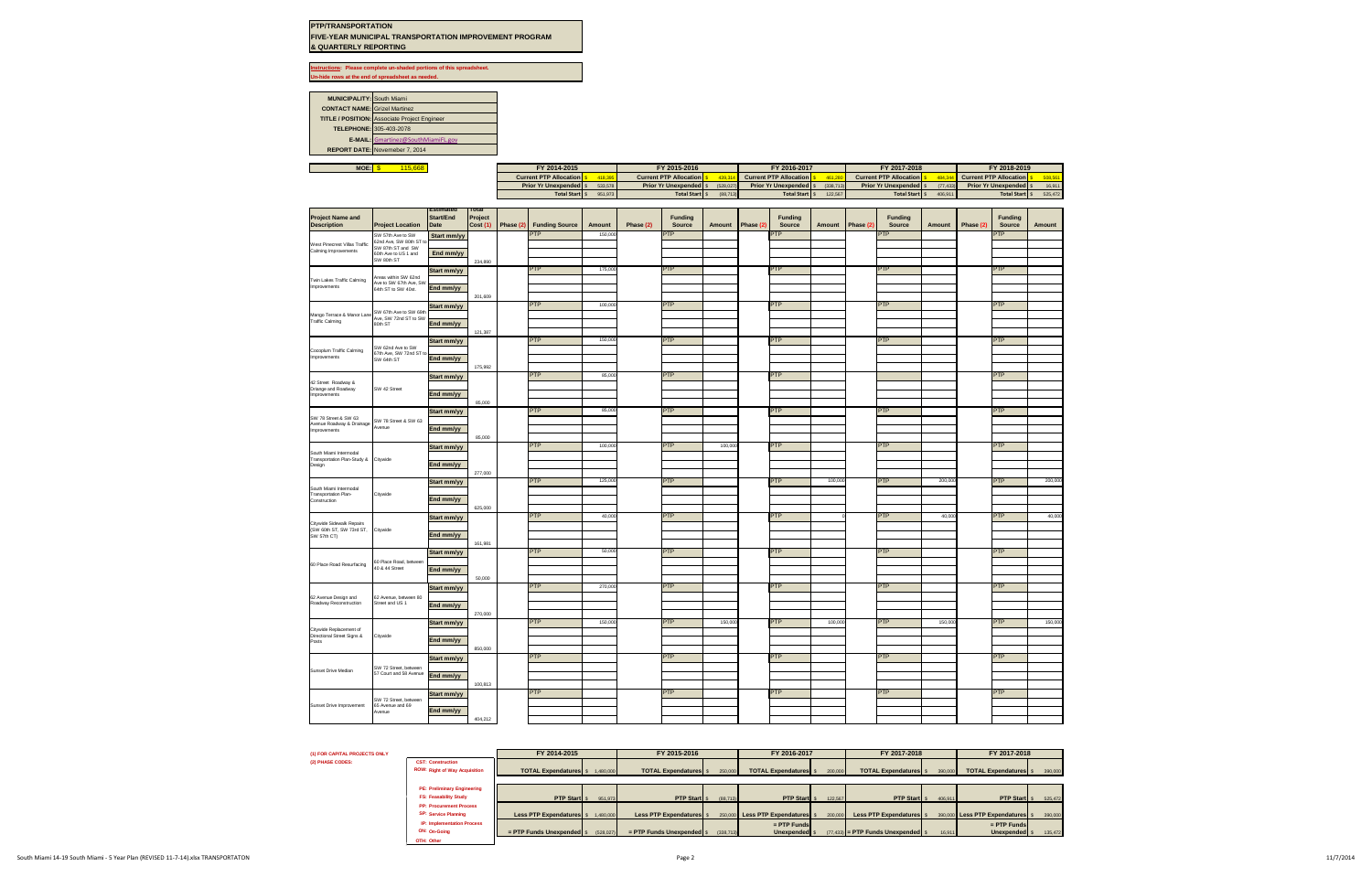**PTP/TRANSPORTATION**
**FIVE-YEAR MUNICIPAL TRANSPORTATION IMPROVEMENT PROGRAM**
**& QUARTERLY REPORTING**

**Instructions: Please complete un-shaded portions of this spreadsheet.**
**Un-hide rows at the end of spreadsheet as needed.**

| | |
|---|---|
| **MUNICIPALITY:** | South Miami |
| **CONTACT NAME:** | Grizel Martinez |
| **TITLE / POSITION:** | Associate Project Engineer |
| **TELEPHONE:** | 305-403-2078 |
| **E-MAIL:** | Gmartinez@SouthMiamiFL.gov |
| **REPORT DATE:** | Novemebter 7, 2014 |

**MOE:** $ 115,668

| | FY 2014-2015 | FY 2015-2016 | FY 2016-2017 | FY 2017-2018 | FY 2018-2019 |
|---|---|---|---|---|---|
| Current PTP Allocation | $ 418,395 | $ 439,314 | $ 461,280 | $ 484,344 | $ 508,561 |
| Prior Yr Unexpended | $ 533,578 | $ (528,027) | $ (338,713) | $ (77,433) | $ 16,911 |
| Total Start | $ 951,973 | $ (88,713) | $ 122,567 | $ 406,911 | $ 525,472 |

| Project Name and Description | Project Location | Estimated Start/End Date | Total Project Cost (1) | Phase (2) | Funding Source | Amount | Phase (2) | Funding Source | Amount | Phase (2) | Funding Source | Amount | Phase (2) | Funding Source | Amount | Phase (2) | Funding Source | Amount |
|---|---|---|---|---|---|---|---|---|---|---|---|---|---|---|---|---|---|---|
| West Pinecrest Villas Traffic Calming Improvements | SW 57th Ave to SW 62nd Ave, SW 80th ST to SW 87th ST and SW 60th Ave to US 1 and SW 80th ST | Start mm/yy End mm/yy | 234,890 | | PTP | 150,000 | | PTP | | | PTP | | | PTP | | | PTP | |
| Twin Lakes Traffic Calming Improvements | Areas within SW 62nd Ave to SW 67th Ave, SW 64th ST to SW 40st. | Start mm/yy End mm/yy | 201,609 | | PTP | 175,000 | | PTP | | | PTP | | | PTP | | | PTP | |
| Mango Terrace & Manor Lane Traffic Calming | SW 67th Ave to SW 69th Ave, SW 72nd ST to SW 80th ST | Start mm/yy End mm/yy | 121,387 | | PTP | 100,000 | | PTP | | | PTP | | | PTP | | | PTP | |
| Cocoplum Traffic Calming Improvements | SW 62nd Ave to SW 67th Ave, SW 72nd ST to SW 64th ST | Start mm/yy End mm/yy | 175,992 | | PTP | 150,000 | | PTP | | | PTP | | | PTP | | | PTP | |
| 42 Street Roadway & Drainage and Roadway Improvements | SW 42 Street | Start mm/yy End mm/yy | 85,000 | | PTP | 85,000 | | PTP | | | PTP | | | | | | PTP | |
| SW 78 Street & SW 63 Avenue Roadway & Drainage Improvements | SW 78 Street & SW 63 Avenue | Start mm/yy End mm/yy | 85,000 | | PTP | 85,000 | | PTP | | | PTP | | | PTP | | | PTP | |
| South Miami Intermodal Transportation Plan-Study & Design | Citywide | Start mm/yy End mm/yy | 277,000 | | PTP | 100,000 | | PTP | 100,000 | | PTP | | | PTP | | | PTP | |
| South Miami Intermodal Transportation Plan-Construction | Citywide | Start mm/yy End mm/yy | 625,000 | | PTP | 125,000 | | PTP | | | PTP | 100,000 | | PTP | 200,000 | | PTP | 200,000 |
| Citywide Sidewalk Repairs (SW 60th ST, SW 73rd ST, SW 57th CT) | Citywide | Start mm/yy End mm/yy | 161,981 | | PTP | 40,000 | | PTP | | | PTP | 0 | | PTP | 40,000 | | PTP | 40,000 |
| 60 Place Road Resurfacing | 60 Place Road, between 40 & 44 Street | Start mm/yy End mm/yy | 50,000 | | PTP | 50,000 | | PTP | | | PTP | | | PTP | | | PTP | |
| 62 Avenue Design and Roadway Reconstruction | 62 Avenue, between 80 Street and US 1 | Start mm/yy End mm/yy | 270,000 | | PTP | 270,000 | | PTP | | | PTP | | | PTP | | | PTP | |
| Citywide Replacement of Directional Street Signs & Posts | Citywide | Start mm/yy End mm/yy | 850,000 | | PTP | 150,000 | | PTP | 150,000 | | PTP | 100,000 | | PTP | 150,000 | | PTP | 150,000 |
| Sunset Drive Median | SW 72 Street, between 57 Court and 58 Avenue | Start mm/yy End mm/yy | 100,813 | | PTP | | | PTP | | | PTP | | | PTP | | | PTP | |
| Sunset Drive Improvement | SW 72 Street, between 65 Avenue and 69 Avenue | Start mm/yy End mm/yy | 404,212 | | PTP | | | PTP | | | PTP | | | PTP | | | PTP | |

(1) FOR CAPITAL PROJECTS ONLY

(2) PHASE CODES:
- CST: Construction
- ROW: Right of Way Acquisition
- PE: Preliminary Engineering
- FS: Feasability Study
- PP: Procurement Process
- SP: Service Planning
- IP: Implementation Process
- ON: On-Going
- OTH: Other

| | FY 2014-2015 | FY 2015-2016 | FY 2016-2017 | FY 2017-2018 | FY 2017-2018 |
|---|---|---|---|---|---|
| TOTAL Expendatures | $ 1,480,000 | $ 250,000 | $ 200,000 | $ 390,000 | $ 390,000 |
| PTP Start | $ 951,973 | $ (88,713) | $ 122,567 | $ 406,911 | $ 525,472 |
| Less PTP Expendatures | $ 1,480,000 | $ 250,000 | $ 200,000 | $ 390,000 | $ 390,000 |
| = PTP Funds Unexpended | $ (528,027) | $ (338,713) | $ (77,433) | $ 16,911 | $ 135,472 |